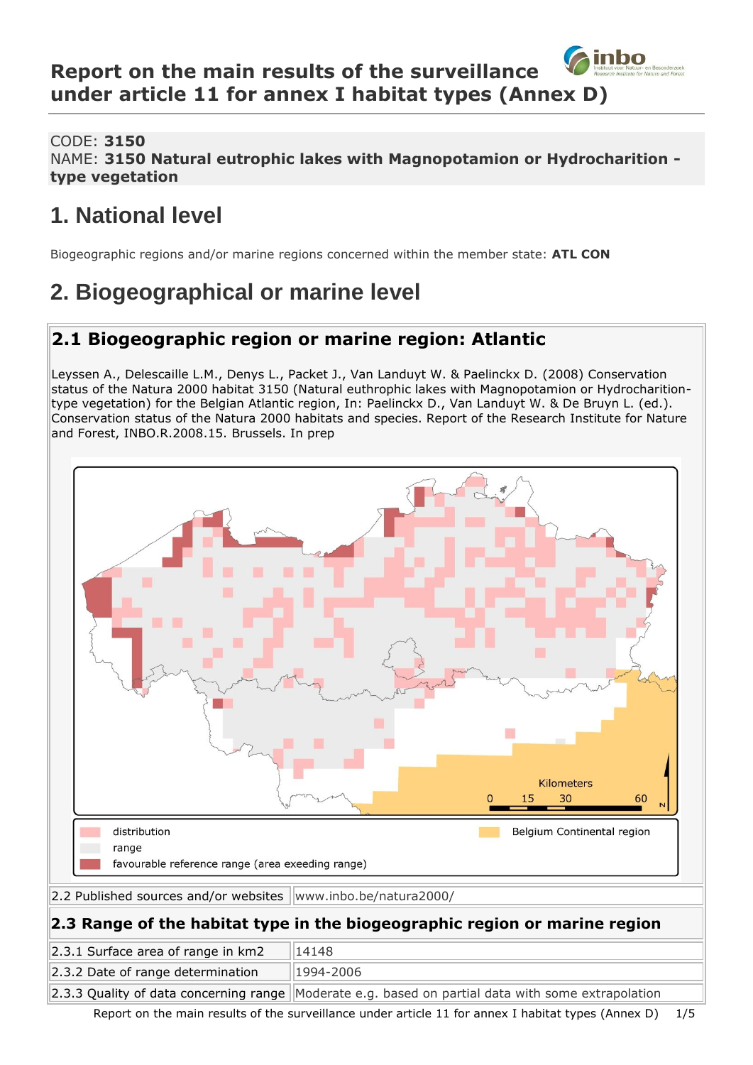# Report on the main results of the surveillance under article 11 for annex I habitat types (Annex D)

CODE: **3150**
NAME: **3150 Natural eutrophic lakes with Magnopotamion or Hydrocharition - type vegetation**

# 1. National level

Biogeographic regions and/or marine regions concerned within the member state: **ATL CON**

# 2. Biogeographical or marine level

## 2.1 Biogeographic region or marine region: Atlantic

Leyssen A., Delescaille L.M., Denys L., Packet J., Van Landuyt W. & Paelinckx D. (2008) Conservation status of the Natura 2000 habitat 3150 (Natural euthrophic lakes with Magnopotamion or Hydrocharition-type vegetation) for the Belgian Atlantic region, In: Paelinckx D., Van Landuyt W. & De Bruyn L. (ed.). Conservation status of the Natura 2000 habitats and species. Report of the Research Institute for Nature and Forest, INBO.R.2008.15. Brussels. In prep

Kilometers
0 15 30 60

- distribution
- range
- favourable reference range (area exeeding range)
- Belgium Continental region

| 2.2 Published sources and/or websites | www.inbo.be/natura2000/ |
|---|---|

## 2.3 Range of the habitat type in the biogeographic region or marine region

| | |
|---|---|
| 2.3.1 Surface area of range in km2 | 14148 |
| 2.3.2 Date of range determination | 1994-2006 |
| 2.3.3 Quality of data concerning range | Moderate e.g. based on partial data with some extrapolation |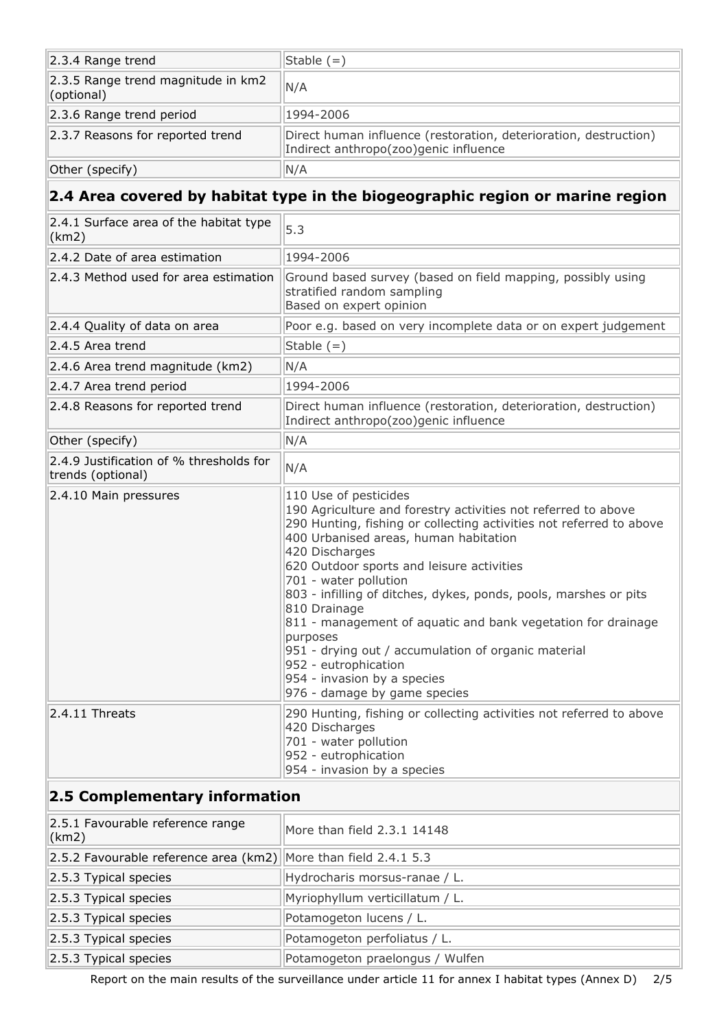| | |
|---|---|
| 2.3.4 Range trend | Stable (=) |
| 2.3.5 Range trend magnitude in km2 (optional) | N/A |
| 2.3.6 Range trend period | 1994-2006 |
| 2.3.7 Reasons for reported trend | Direct human influence (restoration, deterioration, destruction)<br>Indirect anthropo(zoo)genic influence |
| Other (specify) | N/A |

## 2.4 Area covered by habitat type in the biogeographic region or marine region

| | |
|---|---|
| 2.4.1 Surface area of the habitat type (km2) | 5.3 |
| 2.4.2 Date of area estimation | 1994-2006 |
| 2.4.3 Method used for area estimation | Ground based survey (based on field mapping, possibly using stratified random sampling<br>Based on expert opinion |
| 2.4.4 Quality of data on area | Poor e.g. based on very incomplete data or on expert judgement |
| 2.4.5 Area trend | Stable (=) |
| 2.4.6 Area trend magnitude (km2) | N/A |
| 2.4.7 Area trend period | 1994-2006 |
| 2.4.8 Reasons for reported trend | Direct human influence (restoration, deterioration, destruction)<br>Indirect anthropo(zoo)genic influence |
| Other (specify) | N/A |
| 2.4.9 Justification of % thresholds for trends (optional) | N/A |
| 2.4.10 Main pressures | 110 Use of pesticides<br>190 Agriculture and forestry activities not referred to above<br>290 Hunting, fishing or collecting activities not referred to above<br>400 Urbanised areas, human habitation<br>420 Discharges<br>620 Outdoor sports and leisure activities<br>701 - water pollution<br>803 - infilling of ditches, dykes, ponds, pools, marshes or pits<br>810 Drainage<br>811 - management of aquatic and bank vegetation for drainage purposes<br>951 - drying out / accumulation of organic material<br>952 - eutrophication<br>954 - invasion by a species<br>976 - damage by game species |
| 2.4.11 Threats | 290 Hunting, fishing or collecting activities not referred to above<br>420 Discharges<br>701 - water pollution<br>952 - eutrophication<br>954 - invasion by a species |

## 2.5 Complementary information

| | |
|---|---|
| 2.5.1 Favourable reference range (km2) | More than field 2.3.1 14148 |
| 2.5.2 Favourable reference area (km2) | More than field 2.4.1 5.3 |
| 2.5.3 Typical species | Hydrocharis morsus-ranae / L. |
| 2.5.3 Typical species | Myriophyllum verticillatum / L. |
| 2.5.3 Typical species | Potamogeton lucens / L. |
| 2.5.3 Typical species | Potamogeton perfoliatus / L. |
| 2.5.3 Typical species | Potamogeton praelongus / Wulfen |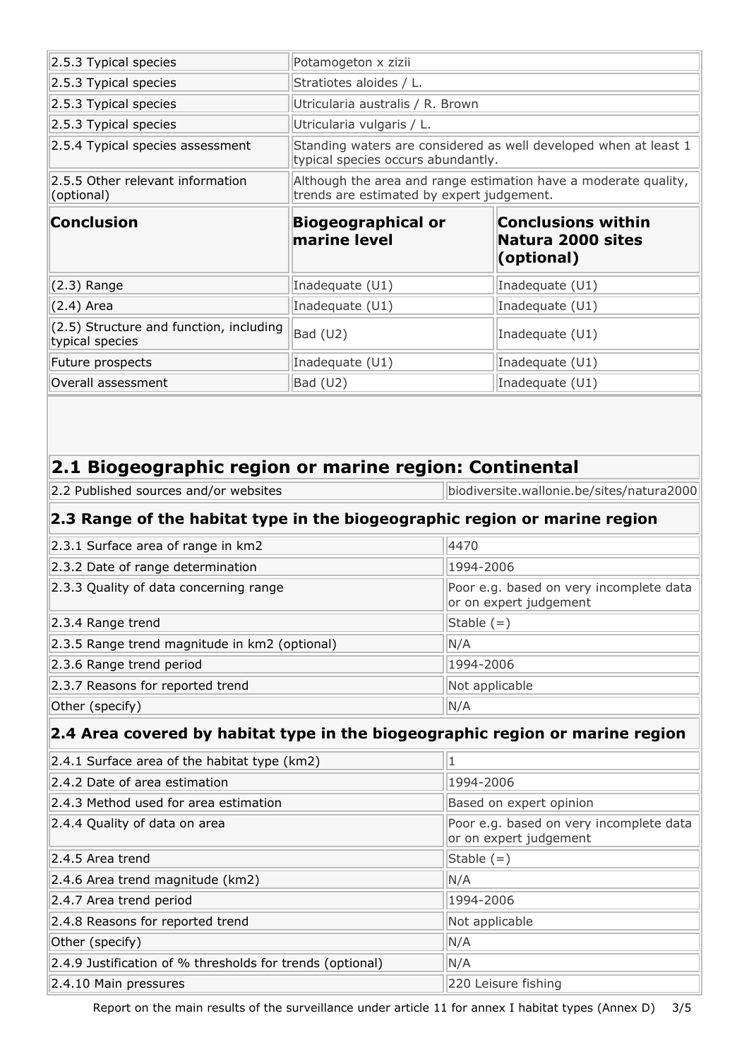| | |
|---|---|
| 2.5.3 Typical species | Potamogeton x zizii |
| 2.5.3 Typical species | Stratiotes aloides / L. |
| 2.5.3 Typical species | Utricularia australis / R. Brown |
| 2.5.3 Typical species | Utricularia vulgaris / L. |
| 2.5.4 Typical species assessment | Standing waters are considered as well developed when at least 1 typical species occurs abundantly. |
| 2.5.5 Other relevant information (optional) | Although the area and range estimation have a moderate quality, trends are estimated by expert judgement. |

| Conclusion | Biogeographical or marine level | Conclusions within Natura 2000 sites (optional) |
|---|---|---|
| (2.3) Range | Inadequate (U1) | Inadequate (U1) |
| (2.4) Area | Inadequate (U1) | Inadequate (U1) |
| (2.5) Structure and function, including typical species | Bad (U2) | Inadequate (U1) |
| Future prospects | Inadequate (U1) | Inadequate (U1) |
| Overall assessment | Bad (U2) | Inadequate (U1) |

## 2.1 Biogeographic region or marine region: Continental

| | |
|---|---|
| 2.2 Published sources and/or websites | biodiversite.wallonie.be/sites/natura2000 |

### 2.3 Range of the habitat type in the biogeographic region or marine region

| | |
|---|---|
| 2.3.1 Surface area of range in km2 | 4470 |
| 2.3.2 Date of range determination | 1994-2006 |
| 2.3.3 Quality of data concerning range | Poor e.g. based on very incomplete data or on expert judgement |
| 2.3.4 Range trend | Stable (=) |
| 2.3.5 Range trend magnitude in km2 (optional) | N/A |
| 2.3.6 Range trend period | 1994-2006 |
| 2.3.7 Reasons for reported trend | Not applicable |
| Other (specify) | N/A |

### 2.4 Area covered by habitat type in the biogeographic region or marine region

| | |
|---|---|
| 2.4.1 Surface area of the habitat type (km2) | 1 |
| 2.4.2 Date of area estimation | 1994-2006 |
| 2.4.3 Method used for area estimation | Based on expert opinion |
| 2.4.4 Quality of data on area | Poor e.g. based on very incomplete data or on expert judgement |
| 2.4.5 Area trend | Stable (=) |
| 2.4.6 Area trend magnitude (km2) | N/A |
| 2.4.7 Area trend period | 1994-2006 |
| 2.4.8 Reasons for reported trend | Not applicable |
| Other (specify) | N/A |
| 2.4.9 Justification of % thresholds for trends (optional) | N/A |
| 2.4.10 Main pressures | 220 Leisure fishing |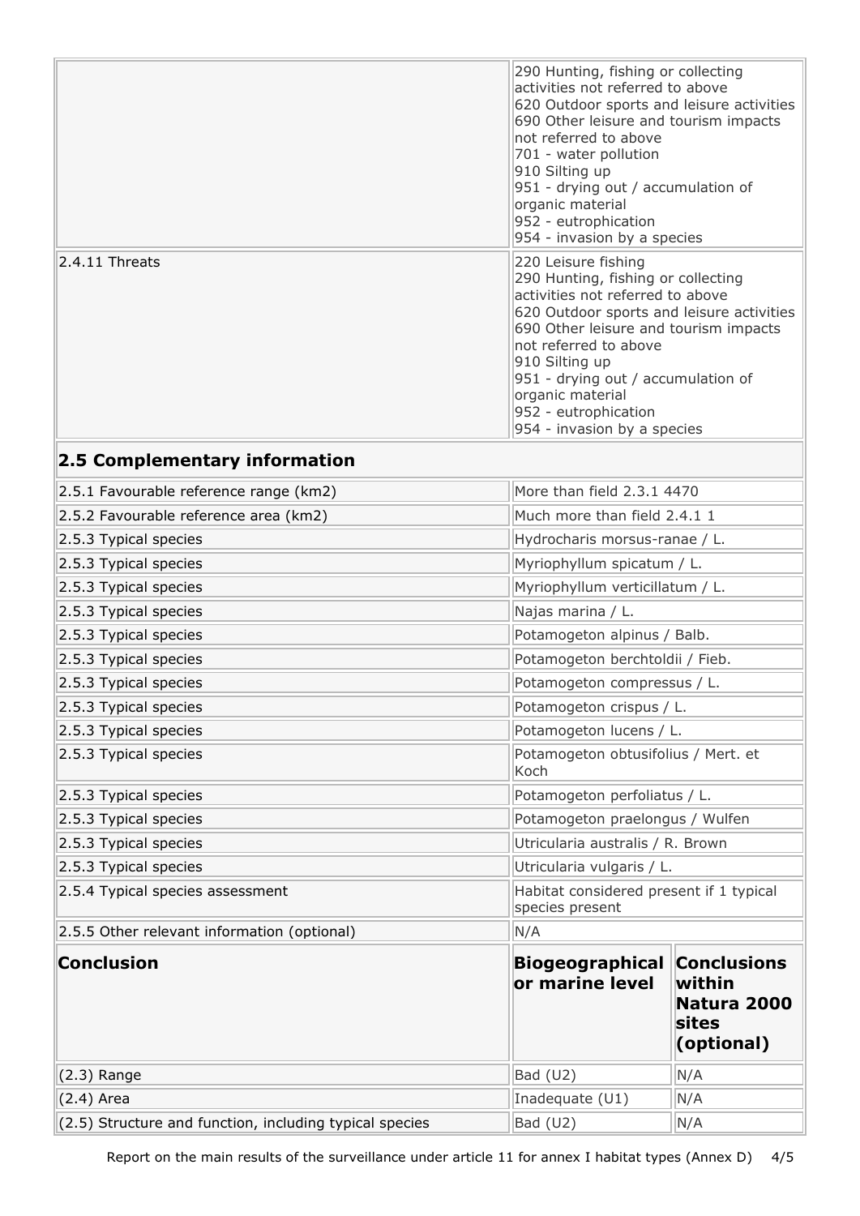| | |
|---|---|
| | 290 Hunting, fishing or collecting activities not referred to above<br>620 Outdoor sports and leisure activities<br>690 Other leisure and tourism impacts not referred to above<br>701 - water pollution<br>910 Silting up<br>951 - drying out / accumulation of organic material<br>952 - eutrophication<br>954 - invasion by a species |
| 2.4.11 Threats | 220 Leisure fishing<br>290 Hunting, fishing or collecting activities not referred to above<br>620 Outdoor sports and leisure activities<br>690 Other leisure and tourism impacts not referred to above<br>910 Silting up<br>951 - drying out / accumulation of organic material<br>952 - eutrophication<br>954 - invasion by a species |

## 2.5 Complementary information

| | |
|---|---|
| 2.5.1 Favourable reference range (km2) | More than field 2.3.1 4470 |
| 2.5.2 Favourable reference area (km2) | Much more than field 2.4.1 1 |
| 2.5.3 Typical species | Hydrocharis morsus-ranae / L. |
| 2.5.3 Typical species | Myriophyllum spicatum / L. |
| 2.5.3 Typical species | Myriophyllum verticillatum / L. |
| 2.5.3 Typical species | Najas marina / L. |
| 2.5.3 Typical species | Potamogeton alpinus / Balb. |
| 2.5.3 Typical species | Potamogeton berchtoldii / Fieb. |
| 2.5.3 Typical species | Potamogeton compressus / L. |
| 2.5.3 Typical species | Potamogeton crispus / L. |
| 2.5.3 Typical species | Potamogeton lucens / L. |
| 2.5.3 Typical species | Potamogeton obtusifolius / Mert. et Koch |
| 2.5.3 Typical species | Potamogeton perfoliatus / L. |
| 2.5.3 Typical species | Potamogeton praelongus / Wulfen |
| 2.5.3 Typical species | Utricularia australis / R. Brown |
| 2.5.3 Typical species | Utricularia vulgaris / L. |
| 2.5.4 Typical species assessment | Habitat considered present if 1 typical species present |
| 2.5.5 Other relevant information (optional) | N/A |

| **Conclusion** | **Biogeographical or marine level** | **Conclusions within Natura 2000 sites (optional)** |
|---|---|---|
| (2.3) Range | Bad (U2) | N/A |
| (2.4) Area | Inadequate (U1) | N/A |
| (2.5) Structure and function, including typical species | Bad (U2) | N/A |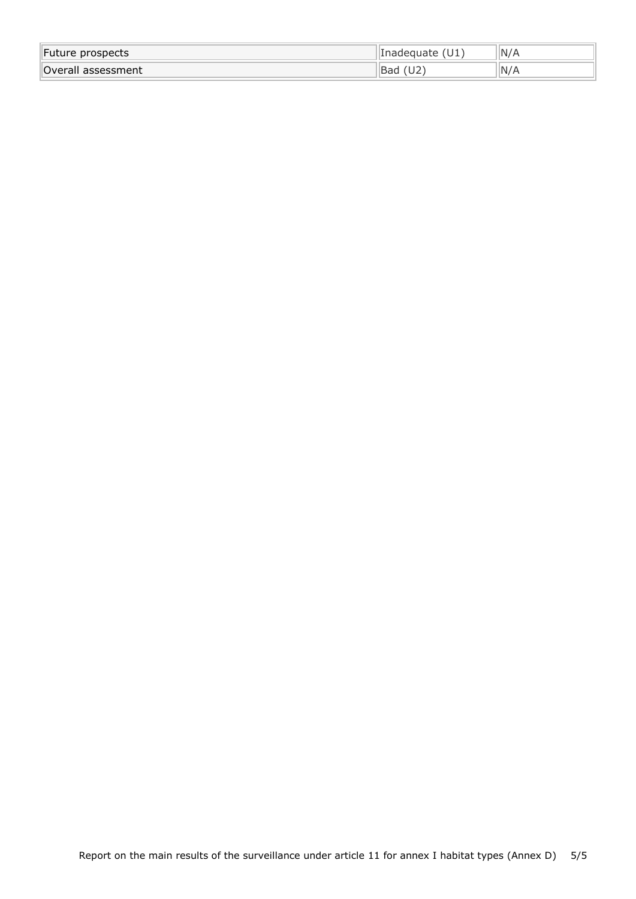| | | |
|---|---|---|
| Future prospects | Inadequate (U1) | N/A |
| Overall assessment | Bad (U2) | N/A |